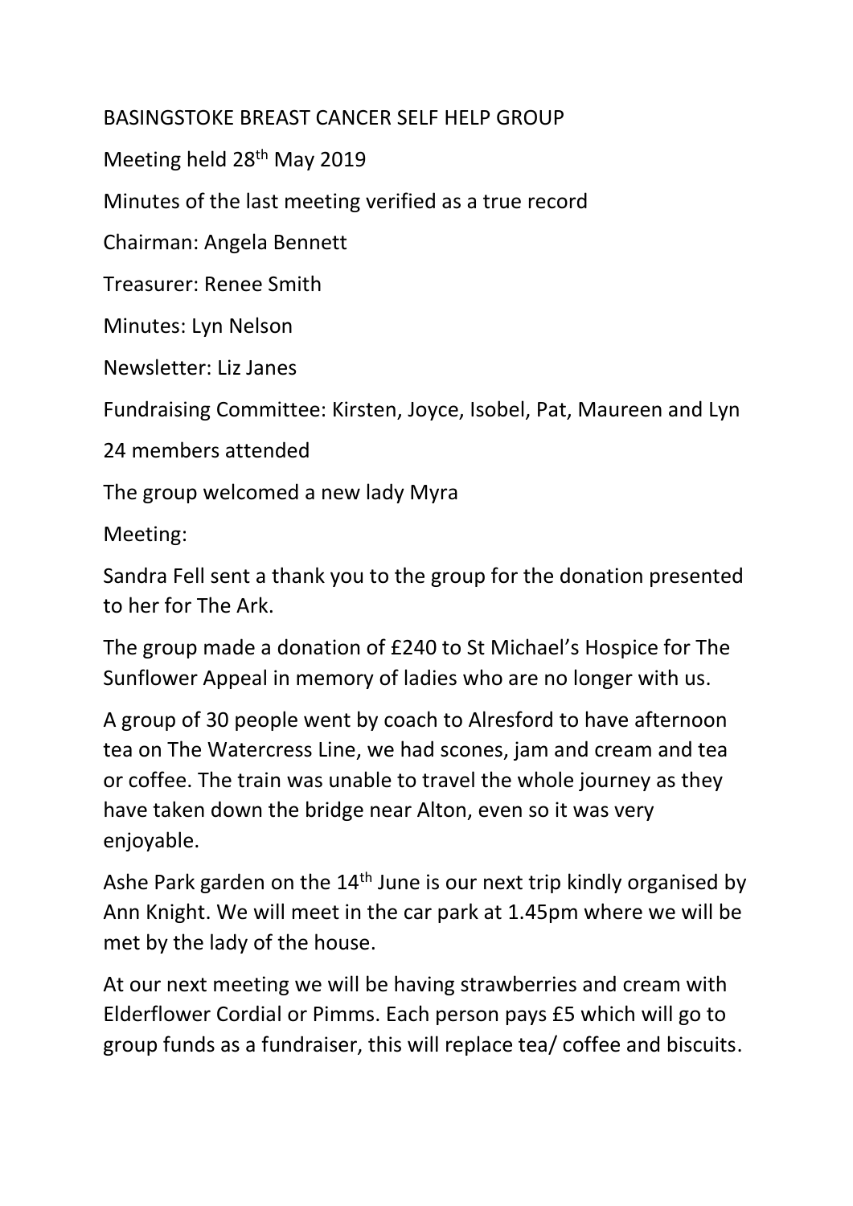# BASINGSTOKE BREAST CANCER SELF HELP GROUP

Meeting held 28th May 2019

Minutes of the last meeting verified as a true record

Chairman: Angela Bennett

Treasurer: Renee Smith

Minutes: Lyn Nelson

Newsletter: Liz Janes

Fundraising Committee: Kirsten, Joyce, Isobel, Pat, Maureen and Lyn

24 members attended

The group welcomed a new lady Myra

Meeting:

Sandra Fell sent a thank you to the group for the donation presented to her for The Ark.

The group made a donation of £240 to St Michael's Hospice for The Sunflower Appeal in memory of ladies who are no longer with us.

A group of 30 people went by coach to Alresford to have afternoon tea on The Watercress Line, we had scones, jam and cream and tea or coffee. The train was unable to travel the whole journey as they have taken down the bridge near Alton, even so it was very enjoyable.

Ashe Park garden on the 14th June is our next trip kindly organised by Ann Knight. We will meet in the car park at 1.45pm where we will be met by the lady of the house.

At our next meeting we will be having strawberries and cream with Elderflower Cordial or Pimms. Each person pays £5 which will go to group funds as a fundraiser, this will replace tea/ coffee and biscuits.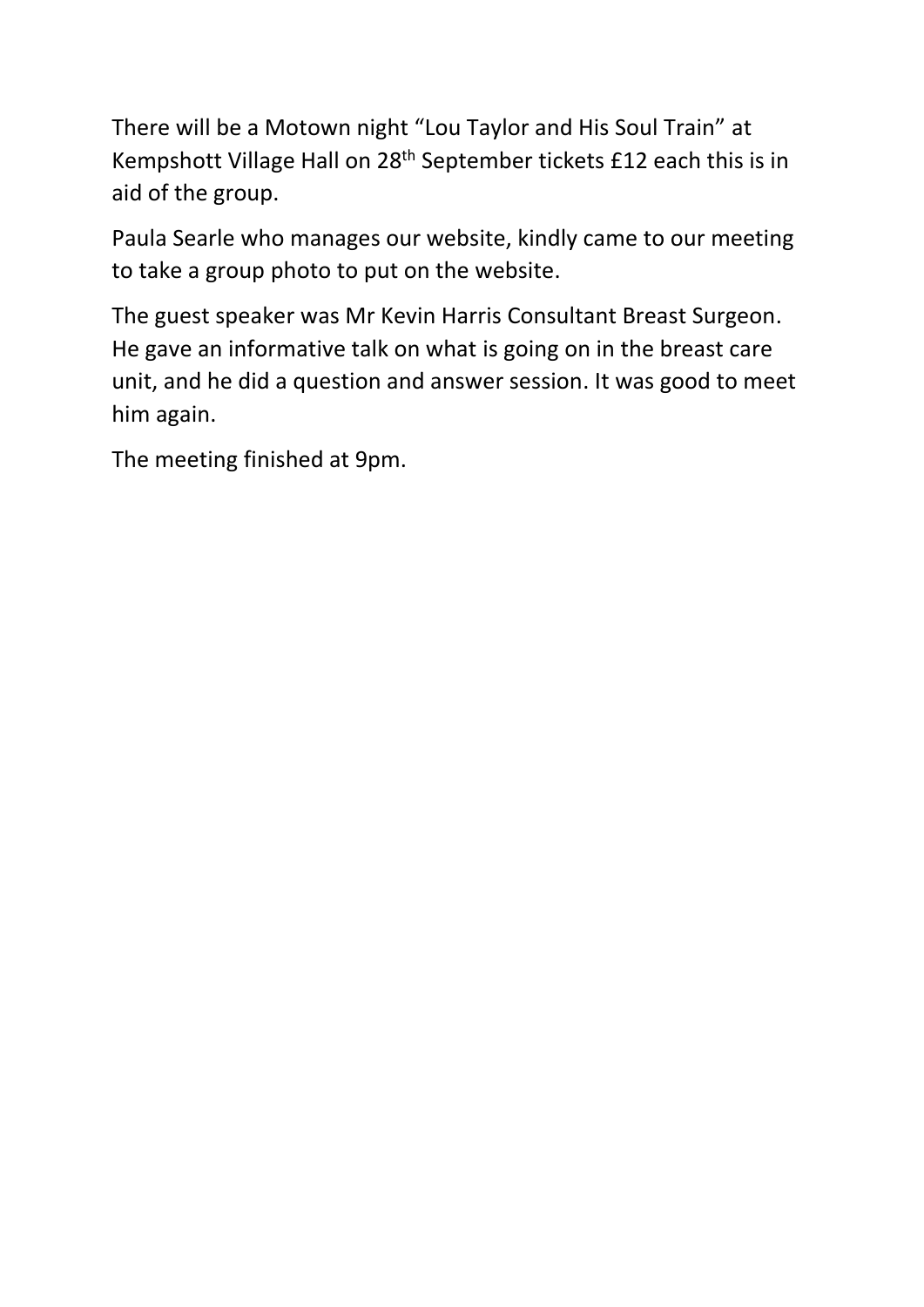There will be a Motown night “Lou Taylor and His Soul Train” at Kempshott Village Hall on 28th September tickets £12 each this is in aid of the group.

Paula Searle who manages our website, kindly came to our meeting to take a group photo to put on the website.

The guest speaker was Mr Kevin Harris Consultant Breast Surgeon. He gave an informative talk on what is going on in the breast care unit, and he did a question and answer session. It was good to meet him again.

The meeting finished at 9pm.